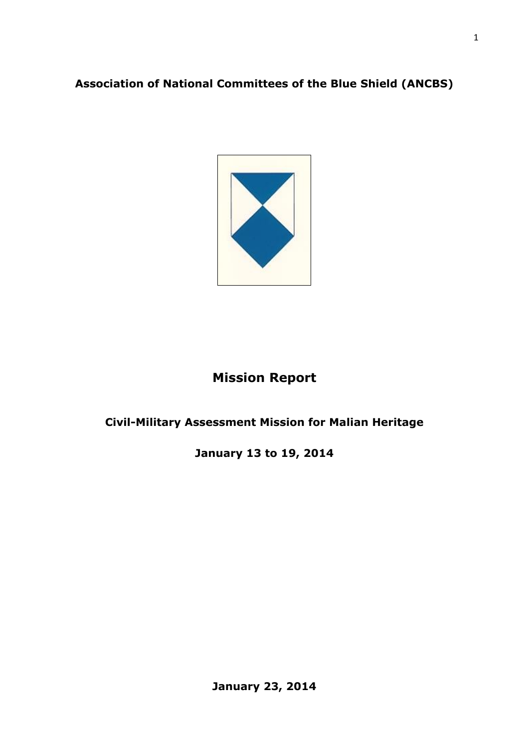**Association of National Committees of the Blue Shield (ANCBS)**

# Mission Report

## Civil-Military Assessment Mission for Malian Heritage

**January 13 to 19, 2014**

**January 23, 2014**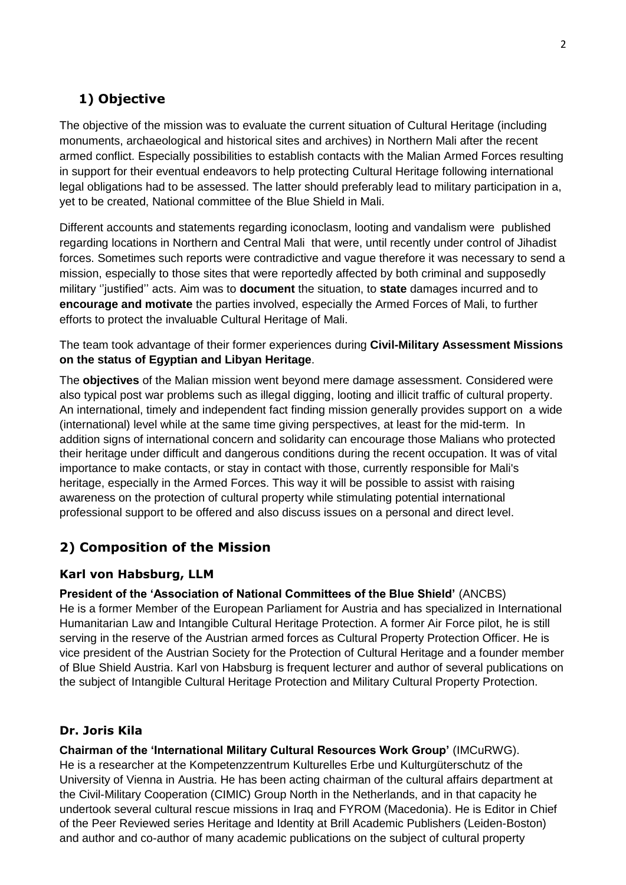## 1) Objective

The objective of the mission was to evaluate the current situation of Cultural Heritage (including monuments, archaeological and historical sites and archives) in Northern Mali after the recent armed conflict. Especially possibilities to establish contacts with the Malian Armed Forces resulting in support for their eventual endeavors to help protecting Cultural Heritage following international legal obligations had to be assessed. The latter should preferably lead to military participation in a, yet to be created, National committee of the Blue Shield in Mali.

Different accounts and statements regarding iconoclasm, looting and vandalism were published regarding locations in Northern and Central Mali that were, until recently under control of Jihadist forces. Sometimes such reports were contradictive and vague therefore it was necessary to send a mission, especially to those sites that were reportedly affected by both criminal and supposedly military ''justified'' acts. Aim was to **document** the situation, to **state** damages incurred and to **encourage and motivate** the parties involved, especially the Armed Forces of Mali, to further efforts to protect the invaluable Cultural Heritage of Mali.

The team took advantage of their former experiences during **Civil-Military Assessment Missions on the status of Egyptian and Libyan Heritage**.

The **objectives** of the Malian mission went beyond mere damage assessment. Considered were also typical post war problems such as illegal digging, looting and illicit traffic of cultural property. An international, timely and independent fact finding mission generally provides support on a wide (international) level while at the same time giving perspectives, at least for the mid-term. In addition signs of international concern and solidarity can encourage those Malians who protected their heritage under difficult and dangerous conditions during the recent occupation. It was of vital importance to make contacts, or stay in contact with those, currently responsible for Mali's heritage, especially in the Armed Forces. This way it will be possible to assist with raising awareness on the protection of cultural property while stimulating potential international professional support to be offered and also discuss issues on a personal and direct level.

## 2) Composition of the Mission

### Karl von Habsburg, LLM

**President of the 'Association of National Committees of the Blue Shield'** (ANCBS)
He is a former Member of the European Parliament for Austria and has specialized in International Humanitarian Law and Intangible Cultural Heritage Protection. A former Air Force pilot, he is still serving in the reserve of the Austrian armed forces as Cultural Property Protection Officer. He is vice president of the Austrian Society for the Protection of Cultural Heritage and a founder member of Blue Shield Austria. Karl von Habsburg is frequent lecturer and author of several publications on the subject of Intangible Cultural Heritage Protection and Military Cultural Property Protection.

### Dr. Joris Kila

**Chairman of the 'International Military Cultural Resources Work Group'** (IMCuRWG).
He is a researcher at the Kompetenzzentrum Kulturelles Erbe und Kulturgüterschutz of the University of Vienna in Austria. He has been acting chairman of the cultural affairs department at the Civil-Military Cooperation (CIMIC) Group North in the Netherlands, and in that capacity he undertook several cultural rescue missions in Iraq and FYROM (Macedonia). He is Editor in Chief of the Peer Reviewed series Heritage and Identity at Brill Academic Publishers (Leiden-Boston) and author and co-author of many academic publications on the subject of cultural property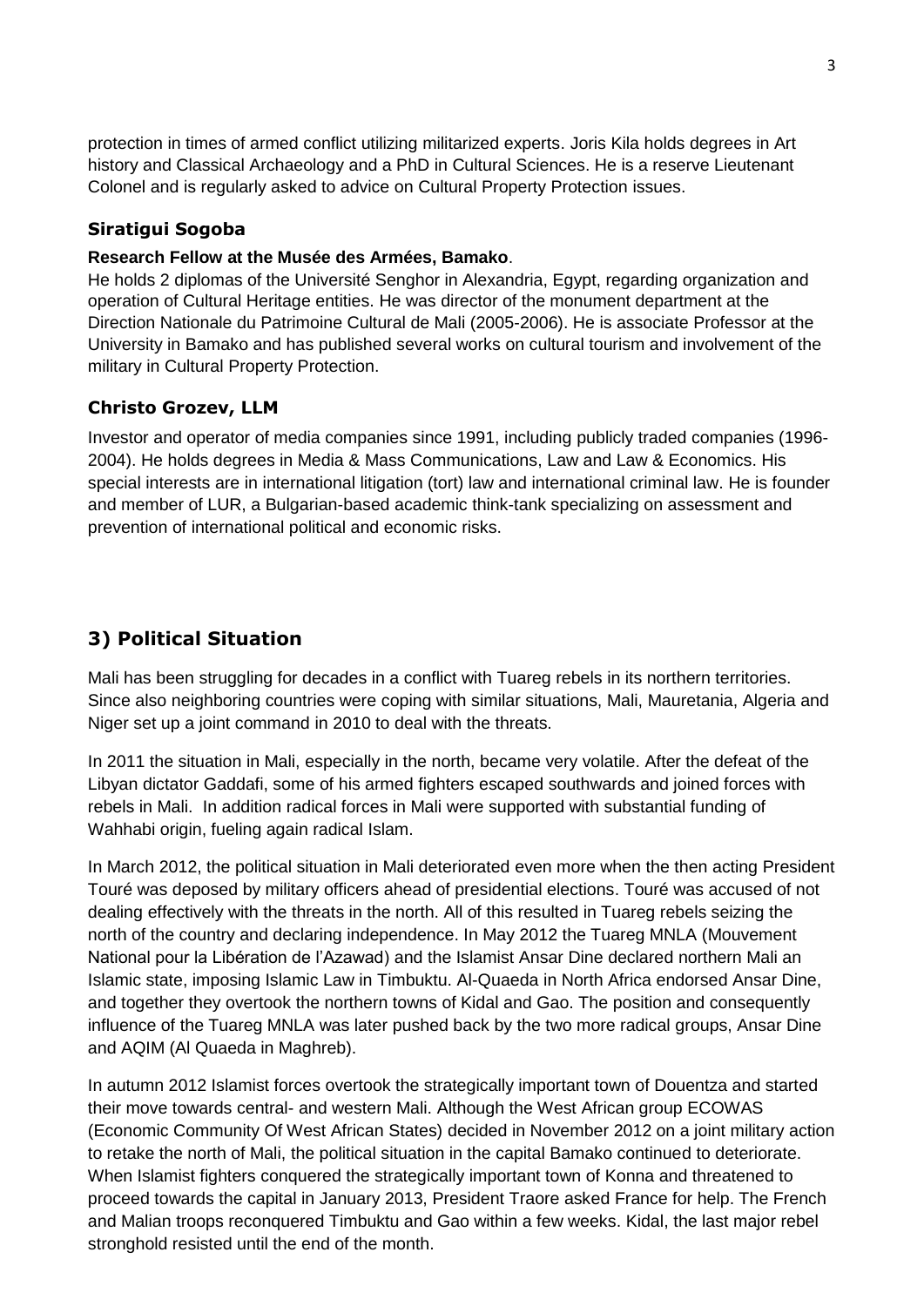protection in times of armed conflict utilizing militarized experts. Joris Kila holds degrees in Art history and Classical Archaeology and a PhD in Cultural Sciences. He is a reserve Lieutenant Colonel and is regularly asked to advice on Cultural Property Protection issues.

### Siratigui Sogoba

**Research Fellow at the Musée des Armées, Bamako**.

He holds 2 diplomas of the Université Senghor in Alexandria, Egypt, regarding organization and operation of Cultural Heritage entities. He was director of the monument department at the Direction Nationale du Patrimoine Cultural de Mali (2005-2006). He is associate Professor at the University in Bamako and has published several works on cultural tourism and involvement of the military in Cultural Property Protection.

### Christo Grozev, LLM

Investor and operator of media companies since 1991, including publicly traded companies (1996-2004). He holds degrees in Media & Mass Communications, Law and Law & Economics. His special interests are in international litigation (tort) law and international criminal law. He is founder and member of LUR, a Bulgarian-based academic think-tank specializing on assessment and prevention of international political and economic risks.

## 3) Political Situation

Mali has been struggling for decades in a conflict with Tuareg rebels in its northern territories. Since also neighboring countries were coping with similar situations, Mali, Mauretania, Algeria and Niger set up a joint command in 2010 to deal with the threats.

In 2011 the situation in Mali, especially in the north, became very volatile. After the defeat of the Libyan dictator Gaddafi, some of his armed fighters escaped southwards and joined forces with rebels in Mali. In addition radical forces in Mali were supported with substantial funding of Wahhabi origin, fueling again radical Islam.

In March 2012, the political situation in Mali deteriorated even more when the then acting President Touré was deposed by military officers ahead of presidential elections. Touré was accused of not dealing effectively with the threats in the north. All of this resulted in Tuareg rebels seizing the north of the country and declaring independence. In May 2012 the Tuareg MNLA (Mouvement National pour la Libération de l'Azawad) and the Islamist Ansar Dine declared northern Mali an Islamic state, imposing Islamic Law in Timbuktu. Al-Quaeda in North Africa endorsed Ansar Dine, and together they overtook the northern towns of Kidal and Gao. The position and consequently influence of the Tuareg MNLA was later pushed back by the two more radical groups, Ansar Dine and AQIM (Al Quaeda in Maghreb).

In autumn 2012 Islamist forces overtook the strategically important town of Douentza and started their move towards central- and western Mali. Although the West African group ECOWAS (Economic Community Of West African States) decided in November 2012 on a joint military action to retake the north of Mali, the political situation in the capital Bamako continued to deteriorate. When Islamist fighters conquered the strategically important town of Konna and threatened to proceed towards the capital in January 2013, President Traore asked France for help. The French and Malian troops reconquered Timbuktu and Gao within a few weeks. Kidal, the last major rebel stronghold resisted until the end of the month.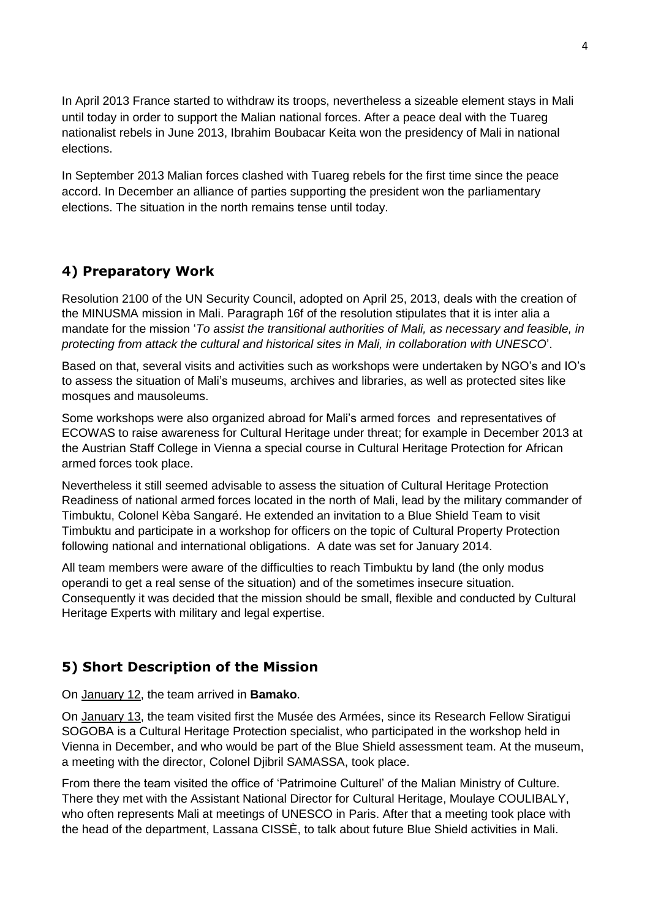In April 2013 France started to withdraw its troops, nevertheless a sizeable element stays in Mali until today in order to support the Malian national forces. After a peace deal with the Tuareg nationalist rebels in June 2013, Ibrahim Boubacar Keita won the presidency of Mali in national elections.

In September 2013 Malian forces clashed with Tuareg rebels for the first time since the peace accord. In December an alliance of parties supporting the president won the parliamentary elections. The situation in the north remains tense until today.

## 4) Preparatory Work

Resolution 2100 of the UN Security Council, adopted on April 25, 2013, deals with the creation of the MINUSMA mission in Mali. Paragraph 16f of the resolution stipulates that it is inter alia a mandate for the mission '*To assist the transitional authorities of Mali, as necessary and feasible, in protecting from attack the cultural and historical sites in Mali, in collaboration with UNESCO*'.

Based on that, several visits and activities such as workshops were undertaken by NGO's and IO's to assess the situation of Mali's museums, archives and libraries, as well as protected sites like mosques and mausoleums.

Some workshops were also organized abroad for Mali's armed forces and representatives of ECOWAS to raise awareness for Cultural Heritage under threat; for example in December 2013 at the Austrian Staff College in Vienna a special course in Cultural Heritage Protection for African armed forces took place.

Nevertheless it still seemed advisable to assess the situation of Cultural Heritage Protection Readiness of national armed forces located in the north of Mali, lead by the military commander of Timbuktu, Colonel Kèba Sangaré. He extended an invitation to a Blue Shield Team to visit Timbuktu and participate in a workshop for officers on the topic of Cultural Property Protection following national and international obligations. A date was set for January 2014.

All team members were aware of the difficulties to reach Timbuktu by land (the only modus operandi to get a real sense of the situation) and of the sometimes insecure situation. Consequently it was decided that the mission should be small, flexible and conducted by Cultural Heritage Experts with military and legal expertise.

## 5) Short Description of the Mission

On January 12, the team arrived in **Bamako**.

On January 13, the team visited first the Musée des Armées, since its Research Fellow Siratigui SOGOBA is a Cultural Heritage Protection specialist, who participated in the workshop held in Vienna in December, and who would be part of the Blue Shield assessment team. At the museum, a meeting with the director, Colonel Djibril SAMASSA, took place.

From there the team visited the office of 'Patrimoine Culturel' of the Malian Ministry of Culture. There they met with the Assistant National Director for Cultural Heritage, Moulaye COULIBALY, who often represents Mali at meetings of UNESCO in Paris. After that a meeting took place with the head of the department, Lassana CISSÈ, to talk about future Blue Shield activities in Mali.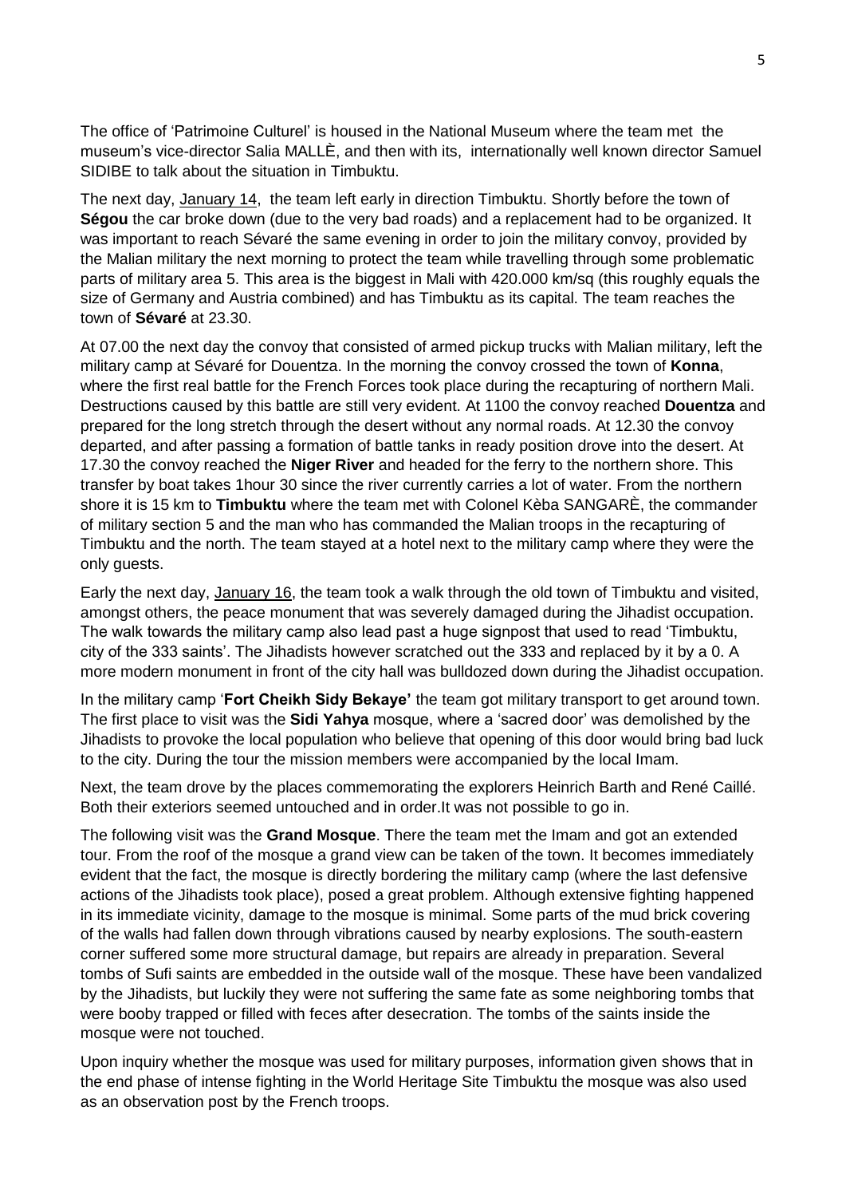The office of 'Patrimoine Culturel' is housed in the National Museum where the team met the museum's vice-director Salia MALLÈ, and then with its, internationally well known director Samuel SIDIBE to talk about the situation in Timbuktu.

The next day, January 14, the team left early in direction Timbuktu. Shortly before the town of **Ségou** the car broke down (due to the very bad roads) and a replacement had to be organized. It was important to reach Sévaré the same evening in order to join the military convoy, provided by the Malian military the next morning to protect the team while travelling through some problematic parts of military area 5. This area is the biggest in Mali with 420.000 km/sq (this roughly equals the size of Germany and Austria combined) and has Timbuktu as its capital. The team reaches the town of **Sévaré** at 23.30.

At 07.00 the next day the convoy that consisted of armed pickup trucks with Malian military, left the military camp at Sévaré for Douentza. In the morning the convoy crossed the town of **Konna**, where the first real battle for the French Forces took place during the recapturing of northern Mali. Destructions caused by this battle are still very evident. At 1100 the convoy reached **Douentza** and prepared for the long stretch through the desert without any normal roads. At 12.30 the convoy departed, and after passing a formation of battle tanks in ready position drove into the desert. At 17.30 the convoy reached the **Niger River** and headed for the ferry to the northern shore. This transfer by boat takes 1hour 30 since the river currently carries a lot of water. From the northern shore it is 15 km to **Timbuktu** where the team met with Colonel Kèba SANGARÈ, the commander of military section 5 and the man who has commanded the Malian troops in the recapturing of Timbuktu and the north. The team stayed at a hotel next to the military camp where they were the only guests.

Early the next day, January 16, the team took a walk through the old town of Timbuktu and visited, amongst others, the peace monument that was severely damaged during the Jihadist occupation. The walk towards the military camp also lead past a huge signpost that used to read 'Timbuktu, city of the 333 saints'. The Jihadists however scratched out the 333 and replaced by it by a 0. A more modern monument in front of the city hall was bulldozed down during the Jihadist occupation.

In the military camp '**Fort Cheikh Sidy Bekaye'** the team got military transport to get around town. The first place to visit was the **Sidi Yahya** mosque, where a 'sacred door' was demolished by the Jihadists to provoke the local population who believe that opening of this door would bring bad luck to the city. During the tour the mission members were accompanied by the local Imam.

Next, the team drove by the places commemorating the explorers Heinrich Barth and René Caillé. Both their exteriors seemed untouched and in order.It was not possible to go in.

The following visit was the **Grand Mosque**. There the team met the Imam and got an extended tour. From the roof of the mosque a grand view can be taken of the town. It becomes immediately evident that the fact, the mosque is directly bordering the military camp (where the last defensive actions of the Jihadists took place), posed a great problem. Although extensive fighting happened in its immediate vicinity, damage to the mosque is minimal. Some parts of the mud brick covering of the walls had fallen down through vibrations caused by nearby explosions. The south-eastern corner suffered some more structural damage, but repairs are already in preparation. Several tombs of Sufi saints are embedded in the outside wall of the mosque. These have been vandalized by the Jihadists, but luckily they were not suffering the same fate as some neighboring tombs that were booby trapped or filled with feces after desecration. The tombs of the saints inside the mosque were not touched.

Upon inquiry whether the mosque was used for military purposes, information given shows that in the end phase of intense fighting in the World Heritage Site Timbuktu the mosque was also used as an observation post by the French troops.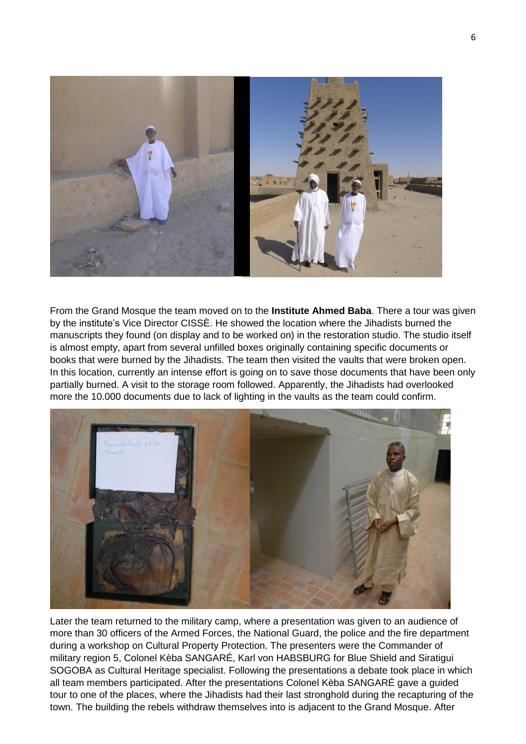From the Grand Mosque the team moved on to the **Institute Ahmed Baba**. There a tour was given by the institute's Vice Director CISSÈ. He showed the location where the Jihadists burned the manuscripts they found (on display and to be worked on) in the restoration studio. The studio itself is almost empty, apart from several unfilled boxes originally containing specific documents or books that were burned by the Jihadists. The team then visited the vaults that were broken open. In this location, currently an intense effort is going on to save those documents that have been only partially burned. A visit to the storage room followed. Apparently, the Jihadists had overlooked more the 10.000 documents due to lack of lighting in the vaults as the team could confirm.

Later the team returned to the military camp, where a presentation was given to an audience of more than 30 officers of the Armed Forces, the National Guard, the police and the fire department during a workshop on Cultural Property Protection. The presenters were the Commander of military region 5, Colonel Kèba SANGARÉ, Karl von HABSBURG for Blue Shield and Siratigui SOGOBA as Cultural Heritage specialist. Following the presentations a debate took place in which all team members participated. After the presentations Colonel Kèba SANGARÉ gave a guided tour to one of the places, where the Jihadists had their last stronghold during the recapturing of the town. The building the rebels withdraw themselves into is adjacent to the Grand Mosque. After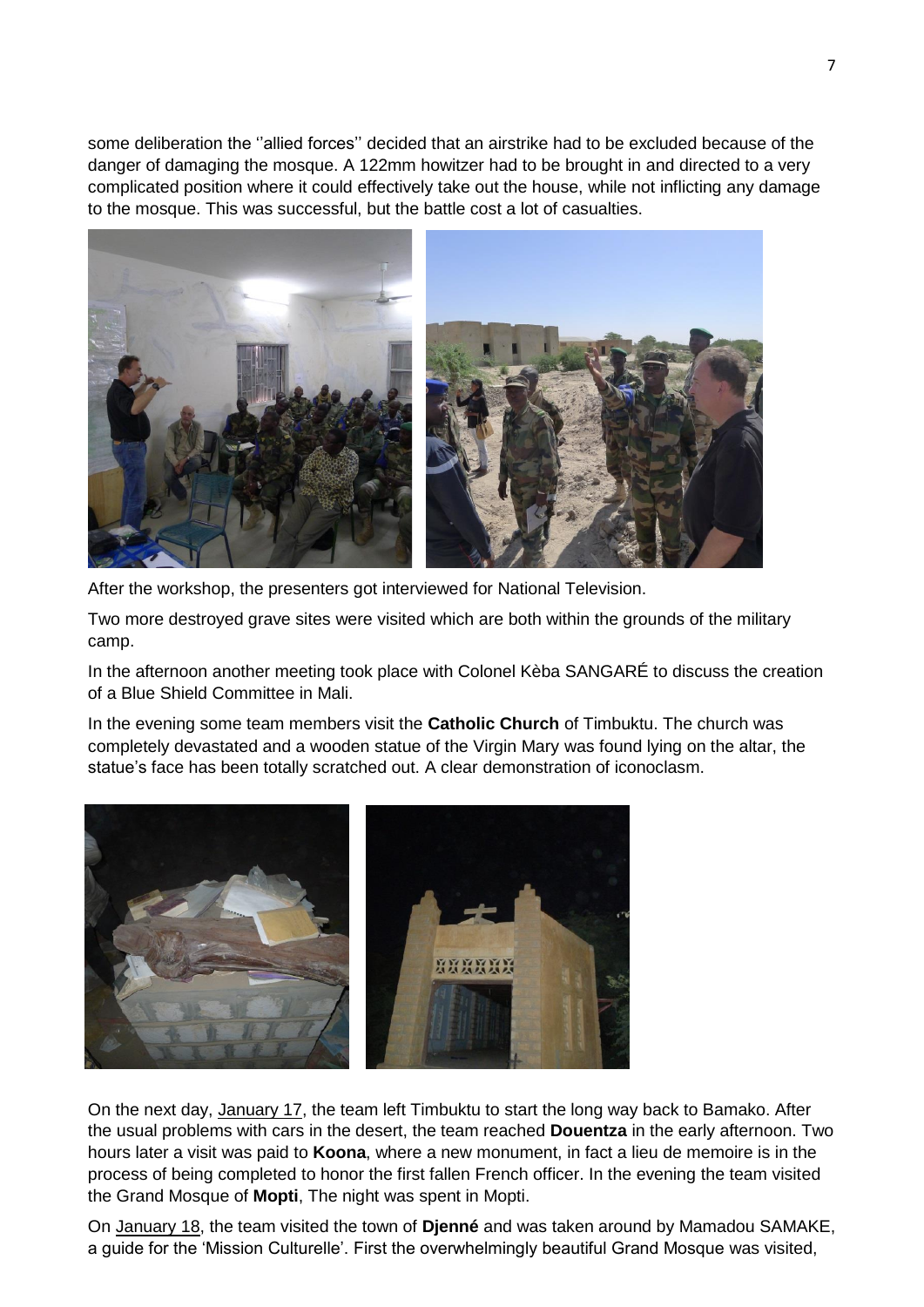some deliberation the ''allied forces'' decided that an airstrike had to be excluded because of the danger of damaging the mosque. A 122mm howitzer had to be brought in and directed to a very complicated position where it could effectively take out the house, while not inflicting any damage to the mosque. This was successful, but the battle cost a lot of casualties.

After the workshop, the presenters got interviewed for National Television.

Two more destroyed grave sites were visited which are both within the grounds of the military camp.

In the afternoon another meeting took place with Colonel Kèba SANGARÉ to discuss the creation of a Blue Shield Committee in Mali.

In the evening some team members visit the **Catholic Church** of Timbuktu. The church was completely devastated and a wooden statue of the Virgin Mary was found lying on the altar, the statue's face has been totally scratched out. A clear demonstration of iconoclasm.

On the next day, January 17, the team left Timbuktu to start the long way back to Bamako. After the usual problems with cars in the desert, the team reached **Douentza** in the early afternoon. Two hours later a visit was paid to **Koona**, where a new monument, in fact a lieu de memoire is in the process of being completed to honor the first fallen French officer. In the evening the team visited the Grand Mosque of **Mopti**, The night was spent in Mopti.

On January 18, the team visited the town of **Djenné** and was taken around by Mamadou SAMAKE, a guide for the 'Mission Culturelle'. First the overwhelmingly beautiful Grand Mosque was visited,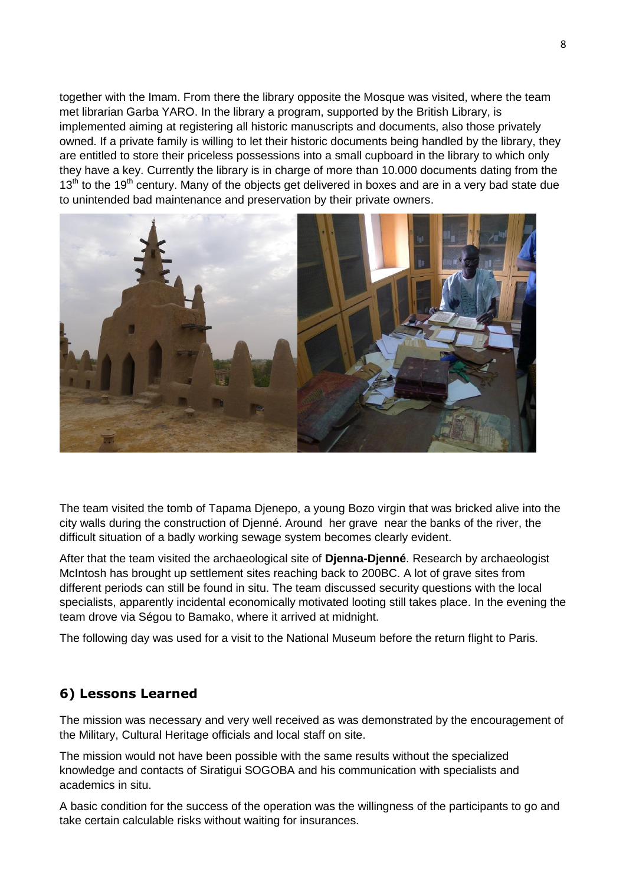together with the Imam. From there the library opposite the Mosque was visited, where the team met librarian Garba YARO. In the library a program, supported by the British Library, is implemented aiming at registering all historic manuscripts and documents, also those privately owned. If a private family is willing to let their historic documents being handled by the library, they are entitled to store their priceless possessions into a small cupboard in the library to which only they have a key. Currently the library is in charge of more than 10.000 documents dating from the 13th to the 19th century. Many of the objects get delivered in boxes and are in a very bad state due to unintended bad maintenance and preservation by their private owners.

The team visited the tomb of Tapama Djenepo, a young Bozo virgin that was bricked alive into the city walls during the construction of Djenné. Around her grave near the banks of the river, the difficult situation of a badly working sewage system becomes clearly evident.

After that the team visited the archaeological site of **Djenna-Djenné**. Research by archaeologist McIntosh has brought up settlement sites reaching back to 200BC. A lot of grave sites from different periods can still be found in situ. The team discussed security questions with the local specialists, apparently incidental economically motivated looting still takes place. In the evening the team drove via Ségou to Bamako, where it arrived at midnight.

The following day was used for a visit to the National Museum before the return flight to Paris.

## 6) Lessons Learned

The mission was necessary and very well received as was demonstrated by the encouragement of the Military, Cultural Heritage officials and local staff on site.

The mission would not have been possible with the same results without the specialized knowledge and contacts of Siratigui SOGOBA and his communication with specialists and academics in situ.

A basic condition for the success of the operation was the willingness of the participants to go and take certain calculable risks without waiting for insurances.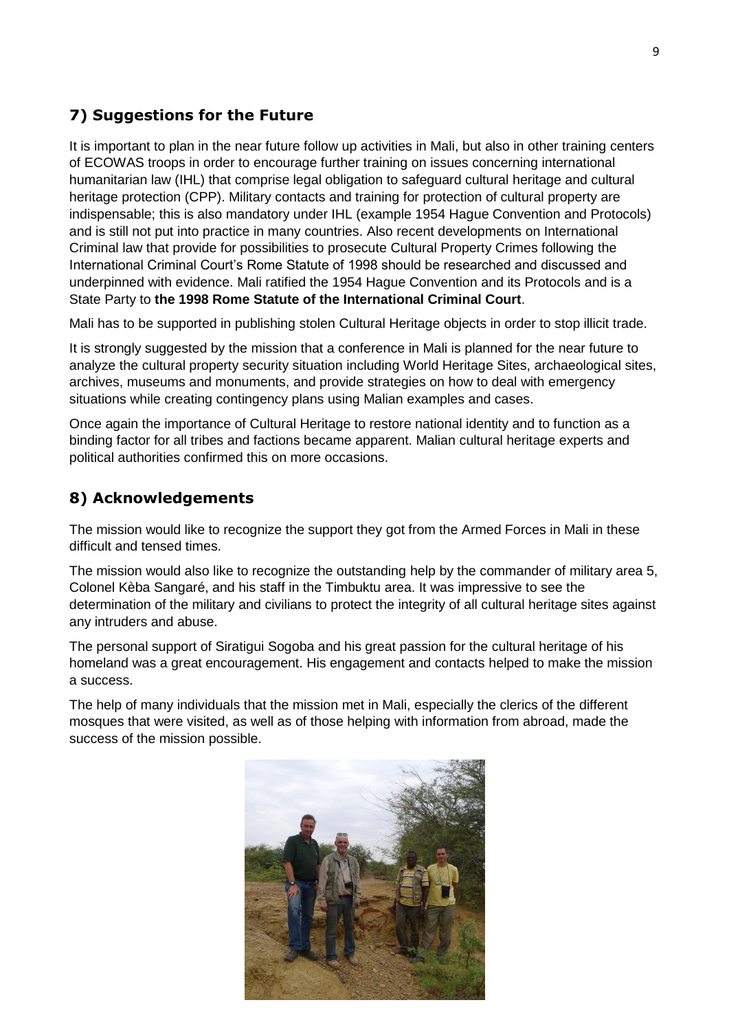## 7) Suggestions for the Future

It is important to plan in the near future follow up activities in Mali, but also in other training centers of ECOWAS troops in order to encourage further training on issues concerning international humanitarian law (IHL) that comprise legal obligation to safeguard cultural heritage and cultural heritage protection (CPP). Military contacts and training for protection of cultural property are indispensable; this is also mandatory under IHL (example 1954 Hague Convention and Protocols) and is still not put into practice in many countries. Also recent developments on International Criminal law that provide for possibilities to prosecute Cultural Property Crimes following the International Criminal Court's Rome Statute of 1998 should be researched and discussed and underpinned with evidence. Mali ratified the 1954 Hague Convention and its Protocols and is a State Party to **the 1998 Rome Statute of the International Criminal Court**.

Mali has to be supported in publishing stolen Cultural Heritage objects in order to stop illicit trade.

It is strongly suggested by the mission that a conference in Mali is planned for the near future to analyze the cultural property security situation including World Heritage Sites, archaeological sites, archives, museums and monuments, and provide strategies on how to deal with emergency situations while creating contingency plans using Malian examples and cases.

Once again the importance of Cultural Heritage to restore national identity and to function as a binding factor for all tribes and factions became apparent. Malian cultural heritage experts and political authorities confirmed this on more occasions.

## 8) Acknowledgements

The mission would like to recognize the support they got from the Armed Forces in Mali in these difficult and tensed times.

The mission would also like to recognize the outstanding help by the commander of military area 5, Colonel Kèba Sangaré, and his staff in the Timbuktu area. It was impressive to see the determination of the military and civilians to protect the integrity of all cultural heritage sites against any intruders and abuse.

The personal support of Siratigui Sogoba and his great passion for the cultural heritage of his homeland was a great encouragement. His engagement and contacts helped to make the mission a success.

The help of many individuals that the mission met in Mali, especially the clerics of the different mosques that were visited, as well as of those helping with information from abroad, made the success of the mission possible.